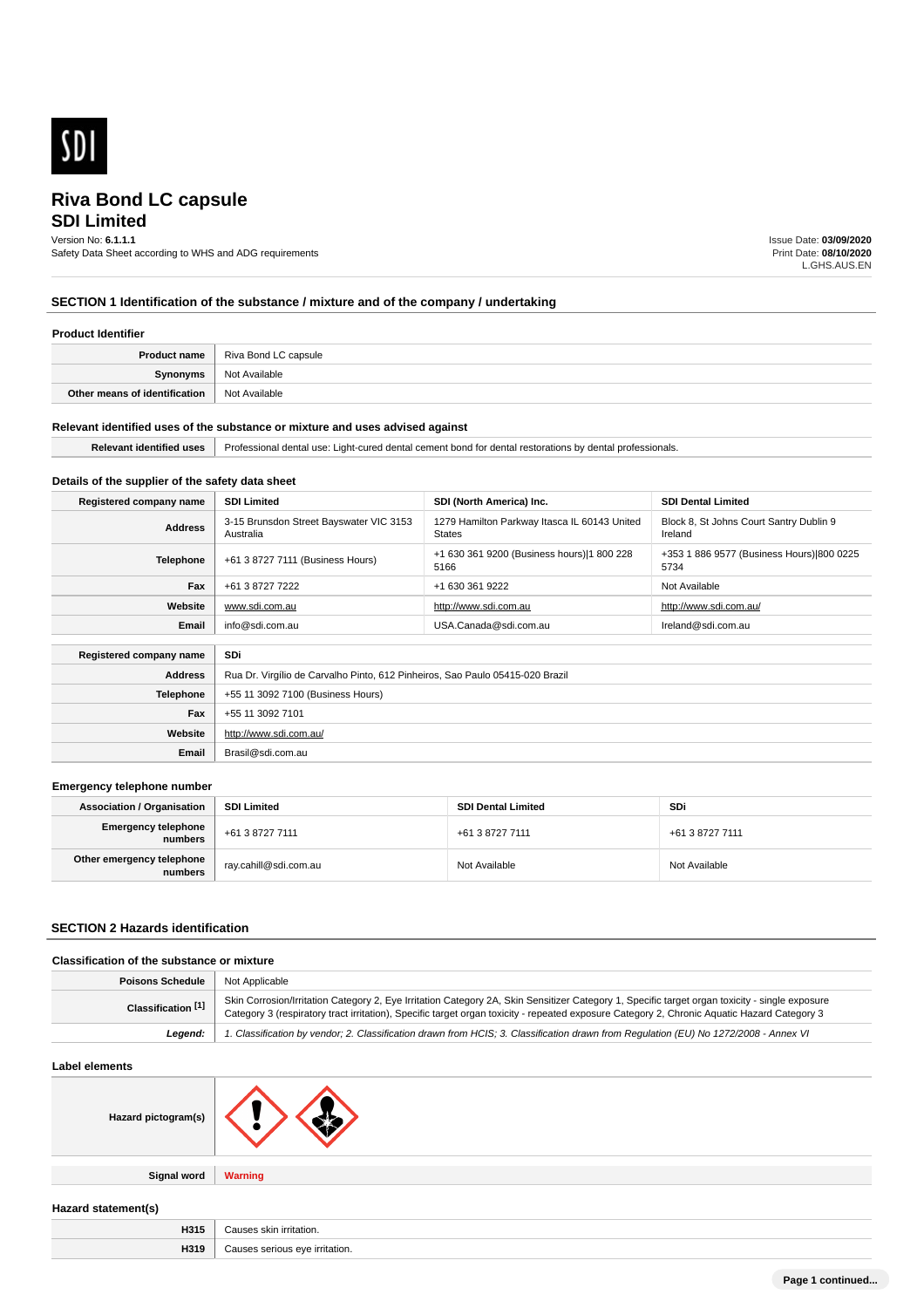SDI

# Riva Bond LC capsule
## SDI Limited

Version No: **6.1.1.1**
Safety Data Sheet according to WHS and ADG requirements

Issue Date: **03/09/2020**
Print Date: **08/10/2020**
L.GHS.AUS.EN

## SECTION 1 Identification of the substance / mixture and of the company / undertaking

### Product Identifier

| | |
|---|---|
| **Product name** | Riva Bond LC capsule |
| **Synonyms** | Not Available |
| **Other means of identification** | Not Available |

### Relevant identified uses of the substance or mixture and uses advised against

| | |
|---|---|
| **Relevant identified uses** | Professional dental use: Light-cured dental cement bond for dental restorations by dental professionals. |

### Details of the supplier of the safety data sheet

| **Registered company name** | **SDI Limited** | **SDI (North America) Inc.** | **SDI Dental Limited** |
|---|---|---|---|
| **Address** | 3-15 Brunsdon Street Bayswater VIC 3153 Australia | 1279 Hamilton Parkway Itasca IL 60143 United States | Block 8, St Johns Court Santry Dublin 9 Ireland |
| **Telephone** | +61 3 8727 7111 (Business Hours) | +1 630 361 9200 (Business hours)\|1 800 228 5166 | +353 1 886 9577 (Business Hours)\|800 0225 5734 |
| **Fax** | +61 3 8727 7222 | +1 630 361 9222 | Not Available |
| **Website** | www.sdi.com.au | http://www.sdi.com.au | http://www.sdi.com.au/ |
| **Email** | info@sdi.com.au | USA.Canada@sdi.com.au | Ireland@sdi.com.au |

| **Registered company name** | **SDi** |
|---|---|
| **Address** | Rua Dr. Virgílio de Carvalho Pinto, 612 Pinheiros, Sao Paulo 05415-020 Brazil |
| **Telephone** | +55 11 3092 7100 (Business Hours) |
| **Fax** | +55 11 3092 7101 |
| **Website** | http://www.sdi.com.au/ |
| **Email** | Brasil@sdi.com.au |

### Emergency telephone number

| **Association / Organisation** | **SDI Limited** | **SDI Dental Limited** | **SDi** |
|---|---|---|---|
| **Emergency telephone numbers** | +61 3 8727 7111 | +61 3 8727 7111 | +61 3 8727 7111 |
| **Other emergency telephone numbers** | ray.cahill@sdi.com.au | Not Available | Not Available |

## SECTION 2 Hazards identification

### Classification of the substance or mixture

| | |
|---|---|
| **Poisons Schedule** | Not Applicable |
| **Classification [1]** | Skin Corrosion/Irritation Category 2, Eye Irritation Category 2A, Skin Sensitizer Category 1, Specific target organ toxicity - single exposure Category 3 (respiratory tract irritation), Specific target organ toxicity - repeated exposure Category 2, Chronic Aquatic Hazard Category 3 |
| ***Legend:*** | *1. Classification by vendor; 2. Classification drawn from HCIS; 3. Classification drawn from Regulation (EU) No 1272/2008 - Annex VI* |

### Label elements

| | |
|---|---|
| **Hazard pictogram(s)** | |
| **Signal word** | **Warning** |

### Hazard statement(s)

| | |
|---|---|
| **H315** | Causes skin irritation. |
| **H319** | Causes serious eye irritation. |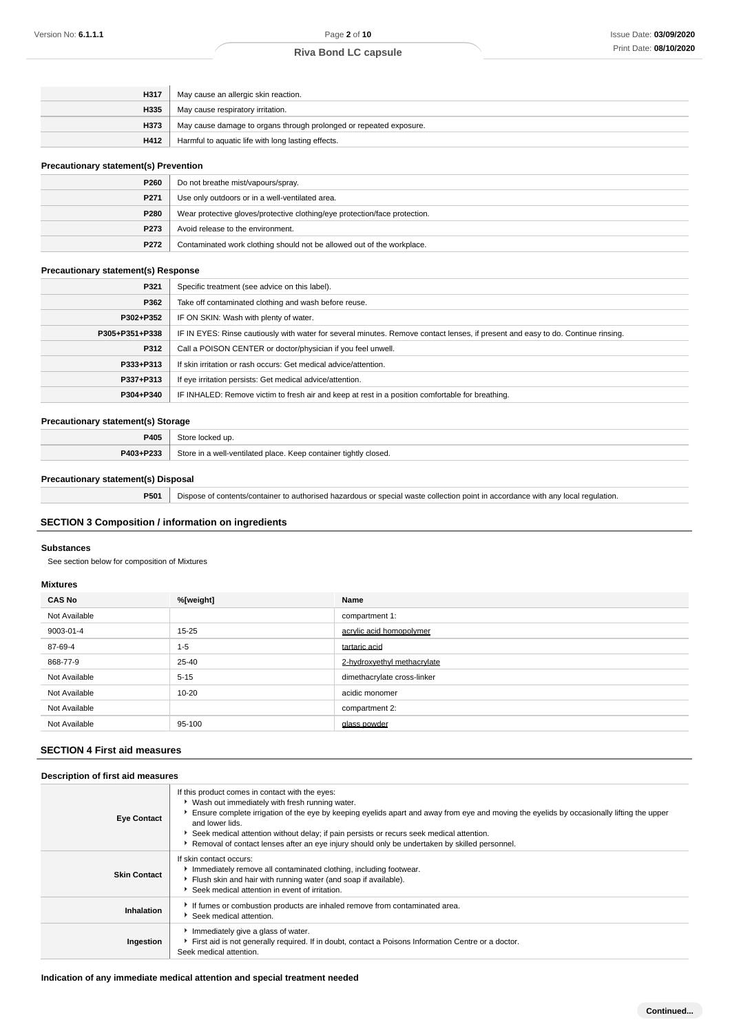| | |
|---|---|
| **H317** | May cause an allergic skin reaction. |
| **H335** | May cause respiratory irritation. |
| **H373** | May cause damage to organs through prolonged or repeated exposure. |
| **H412** | Harmful to aquatic life with long lasting effects. |

### Precautionary statement(s) Prevention

| | |
|---|---|
| **P260** | Do not breathe mist/vapours/spray. |
| **P271** | Use only outdoors or in a well-ventilated area. |
| **P280** | Wear protective gloves/protective clothing/eye protection/face protection. |
| **P273** | Avoid release to the environment. |
| **P272** | Contaminated work clothing should not be allowed out of the workplace. |

### Precautionary statement(s) Response

| | |
|---|---|
| **P321** | Specific treatment (see advice on this label). |
| **P362** | Take off contaminated clothing and wash before reuse. |
| **P302+P352** | IF ON SKIN: Wash with plenty of water. |
| **P305+P351+P338** | IF IN EYES: Rinse cautiously with water for several minutes. Remove contact lenses, if present and easy to do. Continue rinsing. |
| **P312** | Call a POISON CENTER or doctor/physician if you feel unwell. |
| **P333+P313** | If skin irritation or rash occurs: Get medical advice/attention. |
| **P337+P313** | If eye irritation persists: Get medical advice/attention. |
| **P304+P340** | IF INHALED: Remove victim to fresh air and keep at rest in a position comfortable for breathing. |

### Precautionary statement(s) Storage

| | |
|---|---|
| **P405** | Store locked up. |
| **P403+P233** | Store in a well-ventilated place. Keep container tightly closed. |

### Precautionary statement(s) Disposal

| | |
|---|---|
| **P501** | Dispose of contents/container to authorised hazardous or special waste collection point in accordance with any local regulation. |

## SECTION 3 Composition / information on ingredients

### Substances

See section below for composition of Mixtures

### Mixtures

| CAS No | %[weight] | Name |
|---|---|---|
| Not Available | | compartment 1: |
| 9003-01-4 | 15-25 | acrylic acid homopolymer |
| 87-69-4 | 1-5 | tartaric acid |
| 868-77-9 | 25-40 | 2-hydroxyethyl methacrylate |
| Not Available | 5-15 | dimethacrylate cross-linker |
| Not Available | 10-20 | acidic monomer |
| Not Available | | compartment 2: |
| Not Available | 95-100 | glass powder |

## SECTION 4 First aid measures

### Description of first aid measures

| | |
|---|---|
| **Eye Contact** | If this product comes in contact with the eyes:<br>▸ Wash out immediately with fresh running water.<br>▸ Ensure complete irrigation of the eye by keeping eyelids apart and away from eye and moving the eyelids by occasionally lifting the upper and lower lids.<br>▸ Seek medical attention without delay; if pain persists or recurs seek medical attention.<br>▸ Removal of contact lenses after an eye injury should only be undertaken by skilled personnel. |
| **Skin Contact** | If skin contact occurs:<br>▸ Immediately remove all contaminated clothing, including footwear.<br>▸ Flush skin and hair with running water (and soap if available).<br>▸ Seek medical attention in event of irritation. |
| **Inhalation** | ▸ If fumes or combustion products are inhaled remove from contaminated area.<br>▸ Seek medical attention. |
| **Ingestion** | ▸ Immediately give a glass of water.<br>▸ First aid is not generally required. If in doubt, contact a Poisons Information Centre or a doctor.<br>Seek medical attention. |

### Indication of any immediate medical attention and special treatment needed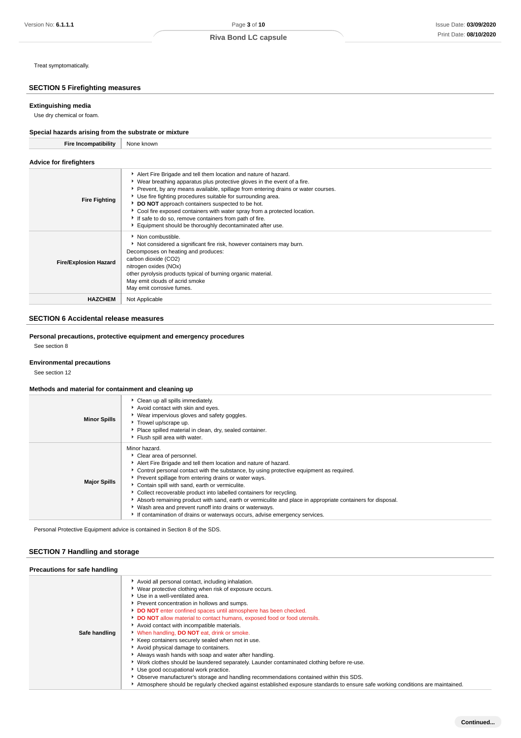Treat symptomatically.

## SECTION 5 Firefighting measures

### Extinguishing media

Use dry chemical or foam.

### Special hazards arising from the substrate or mixture

| | |
|---|---|
| **Fire Incompatibility** | None known |

### Advice for firefighters

| | |
|---|---|
| **Fire Fighting** | ▸ Alert Fire Brigade and tell them location and nature of hazard.<br>▸ Wear breathing apparatus plus protective gloves in the event of a fire.<br>▸ Prevent, by any means available, spillage from entering drains or water courses.<br>▸ Use fire fighting procedures suitable for surrounding area.<br>▸ **DO NOT** approach containers suspected to be hot.<br>▸ Cool fire exposed containers with water spray from a protected location.<br>▸ If safe to do so, remove containers from path of fire.<br>▸ Equipment should be thoroughly decontaminated after use. |
| **Fire/Explosion Hazard** | ▸ Non combustible.<br>▸ Not considered a significant fire risk, however containers may burn.<br>Decomposes on heating and produces:<br>carbon dioxide ($CO_2$)<br>nitrogen oxides ($NO_x$)<br>other pyrolysis products typical of burning organic material.<br>May emit clouds of acrid smoke<br>May emit corrosive fumes. |
| **HAZCHEM** | Not Applicable |

## SECTION 6 Accidental release measures

### Personal precautions, protective equipment and emergency procedures

See section 8

### Environmental precautions

See section 12

### Methods and material for containment and cleaning up

| | |
|---|---|
| **Minor Spills** | ▸ Clean up all spills immediately.<br>▸ Avoid contact with skin and eyes.<br>▸ Wear impervious gloves and safety goggles.<br>▸ Trowel up/scrape up.<br>▸ Place spilled material in clean, dry, sealed container.<br>▸ Flush spill area with water. |
| **Major Spills** | Minor hazard.<br>▸ Clear area of personnel.<br>▸ Alert Fire Brigade and tell them location and nature of hazard.<br>▸ Control personal contact with the substance, by using protective equipment as required.<br>▸ Prevent spillage from entering drains or water ways.<br>▸ Contain spill with sand, earth or vermiculite.<br>▸ Collect recoverable product into labelled containers for recycling.<br>▸ Absorb remaining product with sand, earth or vermiculite and place in appropriate containers for disposal.<br>▸ Wash area and prevent runoff into drains or waterways.<br>▸ If contamination of drains or waterways occurs, advise emergency services. |

Personal Protective Equipment advice is contained in Section 8 of the SDS.

## SECTION 7 Handling and storage

### Precautions for safe handling

| | |
|---|---|
| **Safe handling** | ▸ Avoid all personal contact, including inhalation.<br>▸ Wear protective clothing when risk of exposure occurs.<br>▸ Use in a well-ventilated area.<br>▸ Prevent concentration in hollows and sumps.<br>▸ **DO NOT** enter confined spaces until atmosphere has been checked.<br>▸ **DO NOT** allow material to contact humans, exposed food or food utensils.<br>▸ Avoid contact with incompatible materials.<br>▸ When handling, **DO NOT** eat, drink or smoke.<br>▸ Keep containers securely sealed when not in use.<br>▸ Avoid physical damage to containers.<br>▸ Always wash hands with soap and water after handling.<br>▸ Work clothes should be laundered separately. Launder contaminated clothing before re-use.<br>▸ Use good occupational work practice.<br>▸ Observe manufacturer's storage and handling recommendations contained within this SDS.<br>▸ Atmosphere should be regularly checked against established exposure standards to ensure safe working conditions are maintained. |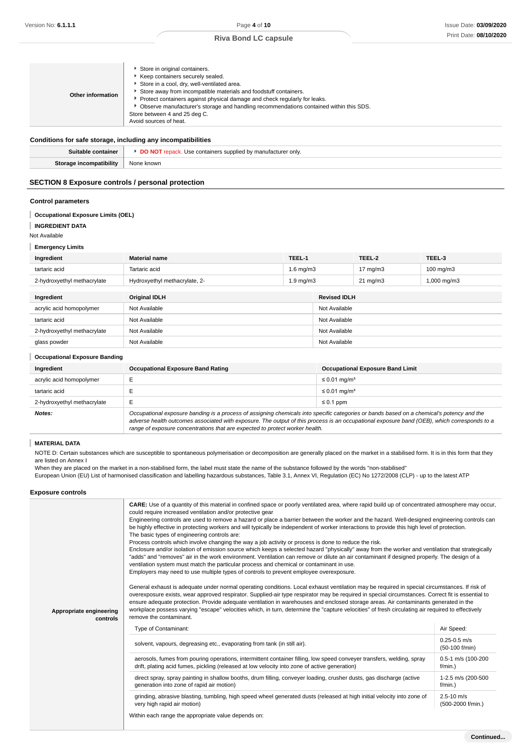| | |
|---|---|
| **Other information** | - Store in original containers.<br>- Keep containers securely sealed.<br>- Store in a cool, dry, well-ventilated area.<br>- Store away from incompatible materials and foodstuff containers.<br>- Protect containers against physical damage and check regularly for leaks.<br>- Observe manufacturer's storage and handling recommendations contained within this SDS.<br>Store between 4 and 25 deg C.<br>Avoid sources of heat. |

### Conditions for safe storage, including any incompatibilities

| | |
|---|---|
| **Suitable container** | - **DO NOT** repack. Use containers supplied by manufacturer only. |
| **Storage incompatibility** | None known |

## SECTION 8 Exposure controls / personal protection

### Control parameters

**Occupational Exposure Limits (OEL)**

**INGREDIENT DATA**

Not Available

**Emergency Limits**

| Ingredient | Material name | TEEL-1 | TEEL-2 | TEEL-3 |
|---|---|---|---|---|
| tartaric acid | Tartaric acid | 1.6 mg/m3 | 17 mg/m3 | 100 mg/m3 |
| 2-hydroxyethyl methacrylate | Hydroxyethyl methacrylate, 2- | 1.9 mg/m3 | 21 mg/m3 | 1,000 mg/m3 |

| Ingredient | Original IDLH | Revised IDLH |
|---|---|---|
| acrylic acid homopolymer | Not Available | Not Available |
| tartaric acid | Not Available | Not Available |
| 2-hydroxyethyl methacrylate | Not Available | Not Available |
| glass powder | Not Available | Not Available |

**Occupational Exposure Banding**

| Ingredient | Occupational Exposure Band Rating | Occupational Exposure Band Limit |
|---|---|---|
| acrylic acid homopolymer | E | ≤ 0.01 mg/m³ |
| tartaric acid | E | ≤ 0.01 mg/m³ |
| 2-hydroxyethyl methacrylate | E | ≤ 0.1 ppm |
| ***Notes:*** | *Occupational exposure banding is a process of assigning chemicals into specific categories or bands based on a chemical's potency and the adverse health outcomes associated with exposure. The output of this process is an occupational exposure band (OEB), which corresponds to a range of exposure concentrations that are expected to protect worker health.* | |

**MATERIAL DATA**

NOTE D: Certain substances which are susceptible to spontaneous polymerisation or decomposition are generally placed on the market in a stabilised form. It is in this form that they are listed on Annex I

When they are placed on the market in a non-stabilised form, the label must state the name of the substance followed by the words "non-stabilised"

European Union (EU) List of harmonised classification and labelling hazardous substances, Table 3.1, Annex VI, Regulation (EC) No 1272/2008 (CLP) - up to the latest ATP

### Exposure controls

**Appropriate engineering controls**

**CARE:** Use of a quantity of this material in confined space or poorly ventilated area, where rapid build up of concentrated atmosphere may occur, could require increased ventilation and/or protective gear

Engineering controls are used to remove a hazard or place a barrier between the worker and the hazard. Well-designed engineering controls can be highly effective in protecting workers and will typically be independent of worker interactions to provide this high level of protection.

The basic types of engineering controls are:

Process controls which involve changing the way a job activity or process is done to reduce the risk.

Enclosure and/or isolation of emission source which keeps a selected hazard "physically" away from the worker and ventilation that strategically "adds" and "removes" air in the work environment. Ventilation can remove or dilute an air contaminant if designed properly. The design of a ventilation system must match the particular process and chemical or contaminant in use.

Employers may need to use multiple types of controls to prevent employee overexposure.

General exhaust is adequate under normal operating conditions. Local exhaust ventilation may be required in special circumstances. If risk of overexposure exists, wear approved respirator. Supplied-air type respirator may be required in special circumstances. Correct fit is essential to ensure adequate protection. Provide adequate ventilation in warehouses and enclosed storage areas. Air contaminants generated in the workplace possess varying "escape" velocities which, in turn, determine the "capture velocities" of fresh circulating air required to effectively remove the contaminant.

| Type of Contaminant: | Air Speed: |
|---|---|
| solvent, vapours, degreasing etc., evaporating from tank (in still air). | 0.25-0.5 m/s (50-100 f/min) |
| aerosols, fumes from pouring operations, intermittent container filling, low speed conveyer transfers, welding, spray drift, plating acid fumes, pickling (released at low velocity into zone of active generation) | 0.5-1 m/s (100-200 f/min.) |
| direct spray, spray painting in shallow booths, drum filling, conveyer loading, crusher dusts, gas discharge (active generation into zone of rapid air motion) | 1-2.5 m/s (200-500 f/min.) |
| grinding, abrasive blasting, tumbling, high speed wheel generated dusts (released at high initial velocity into zone of very high rapid air motion) | 2.5-10 m/s (500-2000 f/min.) |

Within each range the appropriate value depends on: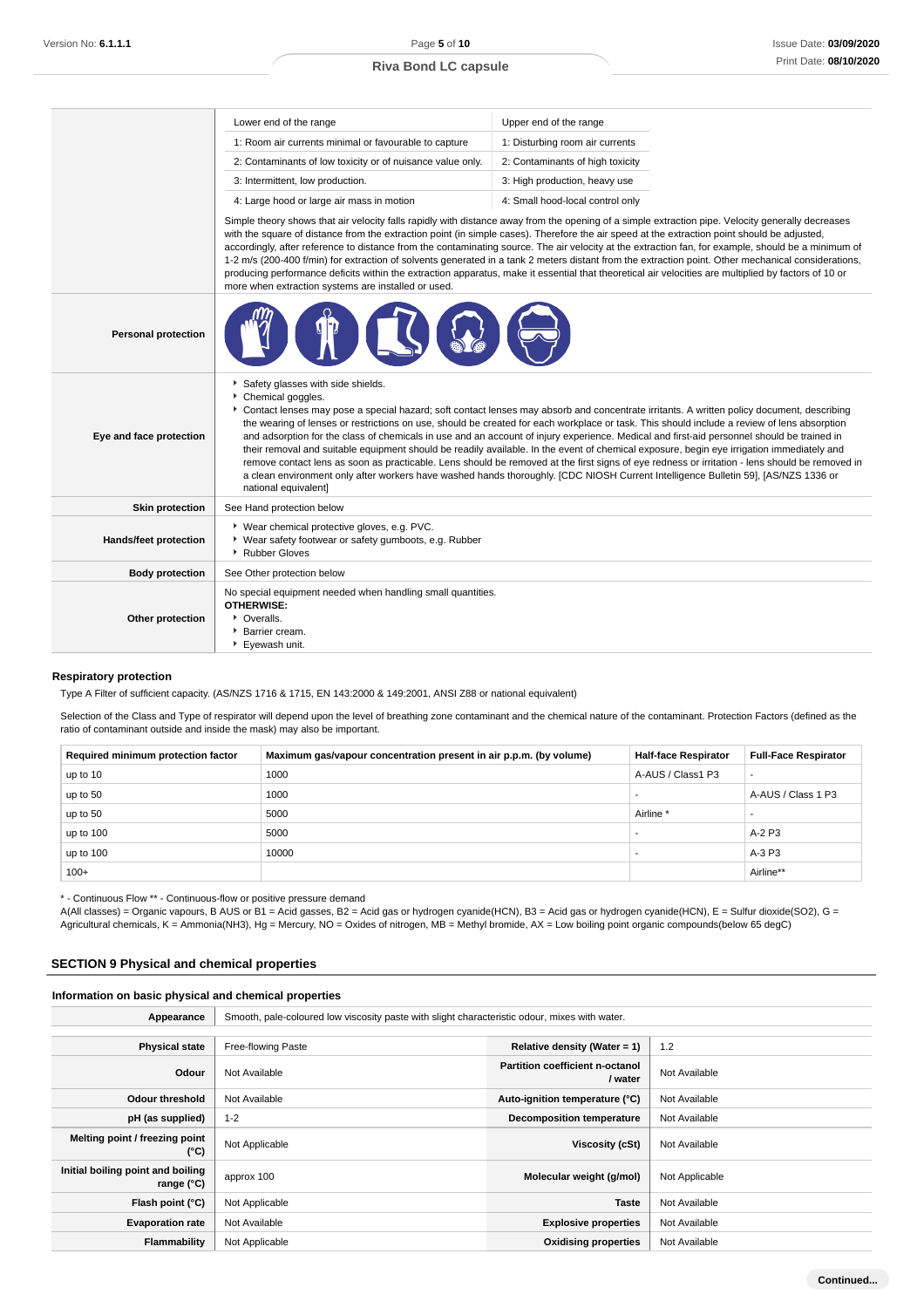| | | |
|---|---|---|
| | Lower end of the range | Upper end of the range |
| | 1: Room air currents minimal or favourable to capture | 1: Disturbing room air currents |
| | 2: Contaminants of low toxicity or of nuisance value only. | 2: Contaminants of high toxicity |
| | 3: Intermittent, low production. | 3: High production, heavy use |
| | 4: Large hood or large air mass in motion | 4: Small hood-local control only |
| | Simple theory shows that air velocity falls rapidly with distance away from the opening of a simple extraction pipe. Velocity generally decreases with the square of distance from the extraction point (in simple cases). Therefore the air speed at the extraction point should be adjusted, accordingly, after reference to distance from the contaminating source. The air velocity at the extraction fan, for example, should be a minimum of 1-2 m/s (200-400 f/min) for extraction of solvents generated in a tank 2 meters distant from the extraction point. Other mechanical considerations, producing performance deficits within the extraction apparatus, make it essential that theoretical air velocities are multiplied by factors of 10 or more when extraction systems are installed or used. | |
| **Personal protection** | | |
| **Eye and face protection** | ▸ Safety glasses with side shields.<br>▸ Chemical goggles.<br>▸ Contact lenses may pose a special hazard; soft contact lenses may absorb and concentrate irritants. A written policy document, describing the wearing of lenses or restrictions on use, should be created for each workplace or task. This should include a review of lens absorption and adsorption for the class of chemicals in use and an account of injury experience. Medical and first-aid personnel should be trained in their removal and suitable equipment should be readily available. In the event of chemical exposure, begin eye irrigation immediately and remove contact lens as soon as practicable. Lens should be removed at the first signs of eye redness or irritation - lens should be removed in a clean environment only after workers have washed hands thoroughly. [CDC NIOSH Current Intelligence Bulletin 59], [AS/NZS 1336 or national equivalent] | |
| **Skin protection** | See Hand protection below | |
| **Hands/feet protection** | ▸ Wear chemical protective gloves, e.g. PVC.<br>▸ Wear safety footwear or safety gumboots, e.g. Rubber<br>▸ Rubber Gloves | |
| **Body protection** | See Other protection below | |
| **Other protection** | No special equipment needed when handling small quantities.<br>**OTHERWISE:**<br>▸ Overalls.<br>▸ Barrier cream.<br>▸ Eyewash unit. | |

### Respiratory protection

Type A Filter of sufficient capacity. (AS/NZS 1716 & 1715, EN 143:2000 & 149:2001, ANSI Z88 or national equivalent)

Selection of the Class and Type of respirator will depend upon the level of breathing zone contaminant and the chemical nature of the contaminant. Protection Factors (defined as the ratio of contaminant outside and inside the mask) may also be important.

| Required minimum protection factor | Maximum gas/vapour concentration present in air p.p.m. (by volume) | Half-face Respirator | Full-Face Respirator |
|---|---|---|---|
| up to 10 | 1000 | A-AUS / Class1 P3 | - |
| up to 50 | 1000 | - | A-AUS / Class 1 P3 |
| up to 50 | 5000 | Airline * | - |
| up to 100 | 5000 | - | A-2 P3 |
| up to 100 | 10000 | - | A-3 P3 |
| 100+ | | | Airline** |

* - Continuous Flow ** - Continuous-flow or positive pressure demand
A(All classes) = Organic vapours, B AUS or B1 = Acid gasses, B2 = Acid gas or hydrogen cyanide(HCN), B3 = Acid gas or hydrogen cyanide(HCN), E = Sulfur dioxide($SO_2$), G = Agricultural chemicals, K = Ammonia($NH_3$), Hg = Mercury, NO = Oxides of nitrogen, MB = Methyl bromide, AX = Low boiling point organic compounds(below 65 degC)

## SECTION 9 Physical and chemical properties

### Information on basic physical and chemical properties

| | | | |
|---|---|---|---|
| **Appearance** | Smooth, pale-coloured low viscosity paste with slight characteristic odour, mixes with water. | | |
| **Physical state** | Free-flowing Paste | **Relative density (Water = 1)** | 1.2 |
| **Odour** | Not Available | **Partition coefficient n-octanol / water** | Not Available |
| **Odour threshold** | Not Available | **Auto-ignition temperature (°C)** | Not Available |
| **pH (as supplied)** | 1-2 | **Decomposition temperature** | Not Available |
| **Melting point / freezing point (°C)** | Not Applicable | **Viscosity (cSt)** | Not Available |
| **Initial boiling point and boiling range (°C)** | approx 100 | **Molecular weight (g/mol)** | Not Applicable |
| **Flash point (°C)** | Not Applicable | **Taste** | Not Available |
| **Evaporation rate** | Not Available | **Explosive properties** | Not Available |
| **Flammability** | Not Applicable | **Oxidising properties** | Not Available |

**Continued...**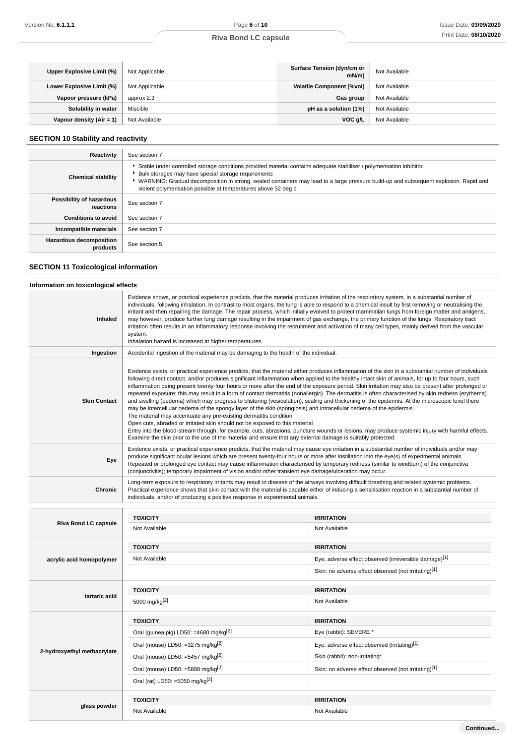| | | | |
|---|---|---|---|
| **Upper Explosive Limit (%)** | Not Applicable | **Surface Tension (dyn/cm or mN/m)** | Not Available |
| **Lower Explosive Limit (%)** | Not Applicable | **Volatile Component (%vol)** | Not Available |
| **Vapour pressure (kPa)** | approx 2.3 | **Gas group** | Not Available |
| **Solubility in water** | Miscible | **pH as a solution (1%)** | Not Available |
| **Vapour density (Air = 1)** | Not Available | **VOC g/L** | Not Available |

## SECTION 10 Stability and reactivity

| | |
|---|---|
| **Reactivity** | See section 7 |
| **Chemical stability** | ▸ Stable under controlled storage conditions provided material contains adequate stabiliser / polymerisation inhibitor.<br>▸ Bulk storages may have special storage requirements<br>▸ WARNING: Gradual decomposition in strong, sealed containers may lead to a large pressure build-up and subsequent explosion. Rapid and violent polymerisation possible at temperatures above 32 deg c. |
| **Possibility of hazardous reactions** | See section 7 |
| **Conditions to avoid** | See section 7 |
| **Incompatible materials** | See section 7 |
| **Hazardous decomposition products** | See section 5 |

## SECTION 11 Toxicological information

### Information on toxicological effects

| | |
|---|---|
| **Inhaled** | Evidence shows, or practical experience predicts, that the material produces irritation of the respiratory system, in a substantial number of individuals, following inhalation. In contrast to most organs, the lung is able to respond to a chemical insult by first removing or neutralising the irritant and then repairing the damage. The repair process, which initially evolved to protect mammalian lungs from foreign matter and antigens, may however, produce further lung damage resulting in the impairment of gas exchange, the primary function of the lungs. Respiratory tract irritation often results in an inflammatory response involving the recruitment and activation of many cell types, mainly derived from the vascular system.<br>Inhalation hazard is increased at higher temperatures. |
| **Ingestion** | Accidental ingestion of the material may be damaging to the health of the individual. |
| **Skin Contact** | Evidence exists, or practical experience predicts, that the material either produces inflammation of the skin in a substantial number of individuals following direct contact, and/or produces significant inflammation when applied to the healthy intact skin of animals, for up to four hours, such inflammation being present twenty-four hours or more after the end of the exposure period. Skin irritation may also be present after prolonged or repeated exposure; this may result in a form of contact dermatitis (nonallergic). The dermatitis is often characterised by skin redness (erythema) and swelling (oedema) which may progress to blistering (vesiculation), scaling and thickening of the epidermis. At the microscopic level there may be intercellular oedema of the spongy layer of the skin (spongiosis) and intracellular oedema of the epidermis.<br>The material may accentuate any pre-existing dermatitis condition<br>Open cuts, abraded or irritated skin should not be exposed to this material<br>Entry into the blood-stream through, for example, cuts, abrasions, puncture wounds or lesions, may produce systemic injury with harmful effects. Examine the skin prior to the use of the material and ensure that any external damage is suitably protected. |
| **Eye** | Evidence exists, or practical experience predicts, that the material may cause eye irritation in a substantial number of individuals and/or may produce significant ocular lesions which are present twenty-four hours or more after instillation into the eye(s) of experimental animals.<br>Repeated or prolonged eye contact may cause inflammation characterised by temporary redness (similar to windburn) of the conjunctiva (conjunctivitis); temporary impairment of vision and/or other transient eye damage/ulceration may occur. |
| **Chronic** | Long-term exposure to respiratory irritants may result in disease of the airways involving difficult breathing and related systemic problems.<br>Practical experience shows that skin contact with the material is capable either of inducing a sensitisation reaction in a substantial number of individuals, and/or of producing a positive response in experimental animals. |

| | TOXICITY | IRRITATION |
|---|---|---|
| **Riva Bond LC capsule** | Not Available | Not Available |
| **acrylic acid homopolymer** | Not Available | Eye: adverse effect observed (irreversible damage)[1] |
| | | Skin: no adverse effect observed (not irritating)[1] |
| **tartaric acid** | 5000 mg/kg[2] | Not Available |
| **2-hydroxyethyl methacrylate** | Oral (guinea pig) LD50: =4680 mg/kg[2] | Eye (rabbit): SEVERE * |
| | Oral (mouse) LD50: =3275 mg/kg[2] | Eye: adverse effect observed (irritating)[1] |
| | Oral (mouse) LD50: =5457 mg/kg[2] | Skin (rabbit): non-irritating* |
| | Oral (mouse) LD50: =5888 mg/kg[2] | Skin: no adverse effect observed (not irritating)[1] |
| | Oral (rat) LD50: =5050 mg/kg[2] | |
| **glass powder** | Not Available | Not Available |

Continued...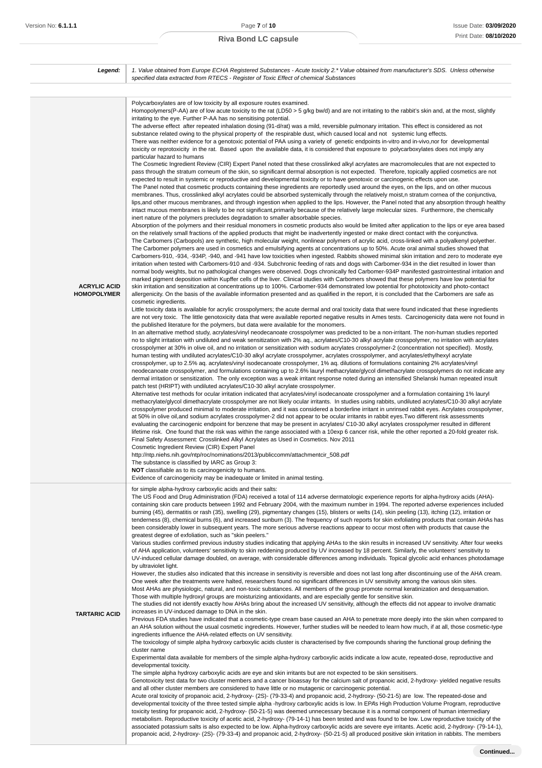| **Legend:** | *1. Value obtained from Europe ECHA Registered Substances - Acute toxicity 2.\* Value obtained from manufacturer's SDS. Unless otherwise specified data extracted from RTECS - Register of Toxic Effect of chemical Substances* |
|---|---|

| | |
|---|---|
| **ACRYLIC ACID HOMOPOLYMER** | Polycarboxylates are of low toxicity by all exposure routes examined.<br>Homopolymers(P-AA) are of low acute toxicity to the rat (LD50 > 5 g/kg bw/d) and are not irritating to the rabbit's skin and, at the most, slightly irritating to the eye. Further P-AA has no sensitising potential.<br>The adverse effect after repeated inhalation dosing (91-d/rat) was a mild, reversible pulmonary irritation. This effect is considered as not substance related owing to the physical property of the respirable dust, which caused local and not systemic lung effects.<br>There was neither evidence for a genotoxic potential of PAA using a variety of genetic endpoints in-vitro and in-vivo,nor for developmental toxicity or reprotoxicity in the rat. Based upon the available data, it is considered that exposure to polycarboxylates does not imply any particular hazard to humans<br>The Cosmetic Ingredient Review (CIR) Expert Panel noted that these crosslinked alkyl acrylates are macromolecules that are not expected to pass through the stratum corneum of the skin, so significant dermal absorption is not expected. Therefore, topically applied cosmetics are not expected to result in systemic or reproductive and developmental toxicity or to have genotoxic or carcinogenic effects upon use.<br>The Panel noted that cosmetic products containing these ingredients are reportedly used around the eyes, on the lips, and on other mucous membranes. Thus, crosslinked alkyl acrylates could be absorbed systemically through the relatively moist,n stratum cornea of the conjunctiva, lips,and other mucous membranes, and through ingestion when applied to the lips. However, the Panel noted that any absorption through healthy intact mucous membranes is likely to be not significant,primarily because of the relatively large molecular sizes. Furthermore, the chemically inert nature of the polymers precludes degradation to smaller absorbable species.<br>Absorption of the polymers and their residual monomers in cosmetic products also would be limited after application to the lips or eye area based on the relatively small fractions of the applied products that might be inadvertently ingested or make direct contact with the conjunctiva.<br>The Carbomers (Carbopols) are synthetic, high molecular weight, nonlinear polymers of acrylic acid, cross-linked with a polyalkenyl polyether. The Carbomer polymers are used in cosmetics and emulsifying agents at concentrations up to 50%. Acute oral animal studies showed that Carbomers-910, -934, -934P, -940, and -941 have low toxicities when ingested. Rabbits showed minimal skin irritation and zero to moderate eye irritation when tested with Carbomers-910 and -934. Subchronic feeding of rats and dogs with Carbomer-934 in the diet resulted in lower than normal body weights, but no pathological changes were observed. Dogs chronically fed Carbomer-934P manifested gastrointestinal irritation and marked pigment deposition within Kupffer cells of the liver. Clinical studies with Carbomers showed that these polymers have low potential for skin irritation and sensitization at concentrations up to 100%. Carbomer-934 demonstrated low potential for phototoxicity and photo-contact allergenicity. On the basis of the available information presented and as qualified in the report, it is concluded that the Carbomers are safe as cosmetic ingredients.<br>Little toxicity data is available for acrylic crosspolymers; the acute dermal and oral toxicity data that were found indicated that these ingredients are not very toxic. The little genotoxicity data that were available reported negative results in Ames tests. Carcinogenicity data were not found in the published literature for the polymers, but data were available for the monomers.<br>In an alternative method study, acrylates/vinyl neodecanoate crosspolymer was predicted to be a non-irritant. The non-human studies reported no to slight irritation with undiluted and weak sensitization with 2% aq., acrylates/C10-30 alkyl acrylate crosspolymer, no irritation with acrylates crosspolymer at 30% in olive oil, and no irritation or sensitization with sodium acrylates crosspolymer-2 (concentration not specified). Mostly, human testing with undiluted acrylates/C10-30 alkyl acrylate crosspolymer, acrylates crosspolymer, and acrylates/ethylhexyl acrylate crosspolymer, up to 2.5% aq. acrylates/vinyl isodecanoate crosspolymer, 1% aq. dilutions of formulations containing 2% acrylates/vinyl neodecanoate crosspolymer, and formulations containing up to 2.6% lauryl methacrylate/glycol dimethacrylate crosspolymers do not indicate any dermal irritation or sensitization. The only exception was a weak irritant response noted during an intensified Shelanski human repeated insult patch test (HRIPT) with undiluted acrylates/C10-30 alkyl acrylate crosspolymer.<br>Alternative test methods for ocular irritation indicated that acrylates/vinyl isodecanoate crosspolymer and a formulation containing 1% lauryl methacrylate/glycol dimethacrylate crosspolymer are not likely ocular irritants. In studies using rabbits, undiluted acrylates/C10-30 alkyl acrylate crosspolymer produced minimal to moderate irritation, and it was considered a borderline irritant in unrinsed rabbit eyes. Acrylates crosspolymer, at 50% in olive oil,and sodium acrylates crosspolymer-2 did not appear to be ocular irritants in rabbit eyes.Two different risk assessments evaluating the carcinogenic endpoint for benzene that may be present in acrylates/ C10-30 alkyl acrylates crosspolymer resulted in different lifetime risk. One found that the risk was within the range associated with a 10exp 6 cancer risk, while the other reported a 20-fold greater risk.<br>Final Safety Assessment: Crosslinked Alkyl Acrylates as Used in Cosmetics. Nov 2011<br>Cosmetic Ingredient Review (CIR) Expert Panel<br>http://ntp.niehs.nih.gov/ntp/roc/nominations/2013/publiccomm/attachmentcir_508.pdf<br>The substance is classified by IARC as Group 3:<br>**NOT** classifiable as to its carcinogenicity to humans.<br>Evidence of carcinogenicity may be inadequate or limited in animal testing. |
| **TARTARIC ACID** | for simple alpha-hydroxy carboxylic acids and their salts:<br>The US Food and Drug Administration (FDA) received a total of 114 adverse dermatologic experience reports for alpha-hydroxy acids (AHA)-containing skin care products between 1992 and February 2004, with the maximum number in 1994. The reported adverse experiences included burning (45), dermatitis or rash (35), swelling (29), pigmentary changes (15), blisters or welts (14), skin peeling (13), itching (12), irritation or tenderness (8), chemical burns (6), and increased sunburn (3). The frequency of such reports for skin exfoliating products that contain AHAs has been considerably lower in subsequent years. The more serious adverse reactions appear to occur most often with products that cause the greatest degree of exfoliation, such as "skin peelers."<br>Various studies confirmed previous industry studies indicating that applying AHAs to the skin results in increased UV sensitivity. After four weeks of AHA application, volunteers' sensitivity to skin reddening produced by UV increased by 18 percent. Similarly, the volunteers' sensitivity to UV-induced cellular damage doubled, on average, with considerable differences among individuals. Topical glycolic acid enhances photodamage by ultraviolet light.<br>However, the studies also indicated that this increase in sensitivity is reversible and does not last long after discontinuing use of the AHA cream. One week after the treatments were halted, researchers found no significant differences in UV sensitivity among the various skin sites.<br>Most AHAs are physiologic, natural, and non-toxic substances. All members of the group promote normal keratinization and desquamation. Those with multiple hydroxyl groups are moisturizing antioxidants, and are especially gentle for sensitive skin.<br>The studies did not identify exactly how AHAs bring about the increased UV sensitivity, although the effects did not appear to involve dramatic increases in UV-induced damage to DNA in the skin.<br>Previous FDA studies have indicated that a cosmetic-type cream base caused an AHA to penetrate more deeply into the skin when compared to an AHA solution without the usual cosmetic ingredients. However, further studies will be needed to learn how much, if at all, those cosmetic-type ingredients influence the AHA-related effects on UV sensitivity.<br>The toxicology of simple alpha hydroxy carboxylic acids cluster is characterised by five compounds sharing the functional group defining the cluster name<br>Experimental data available for members of the simple alpha-hydroxy carboxylic acids indicate a low acute, repeated-dose, reproductive and developmental toxicity.<br>The simple alpha hydroxy carboxylic acids are eye and skin irritants but are not expected to be skin sensitisers.<br>Genotoxicity test data for two cluster members and a cancer bioassay for the calcium salt of propanoic acid, 2-hydroxy- yielded negative results and all other cluster members are considered to have little or no mutagenic or carcinogenic potential.<br>Acute oral toxicity of propanoic acid, 2-hydroxy- (2S)- (79-33-4) and propanoic acid, 2-hydroxy- (50-21-5) are low. The repeated-dose and developmental toxicity of the three tested simple alpha -hydroxy carboxylic acids is low. In EPAs High Production Volume Program, reproductive toxicity testing for propanoic acid, 2-hydroxy- (50-21-5) was deemed unnecessary because it is a normal component of human intermediary metabolism. Reproductive toxicity of acetic acid, 2-hydroxy- (79-14-1) has been tested and was found to be low. Low reproductive toxicity of the associated potassium salts is also expected to be low. Alpha-hydroxy carboxylic acids are severe eye irritants. Acetic acid, 2-hydroxy- (79-14-1), propanoic acid, 2-hydroxy- (2S)- (79-33-4) and propanoic acid, 2-hydroxy- (50-21-5) all produced positive skin irritation in rabbits. The members |

**Continued...**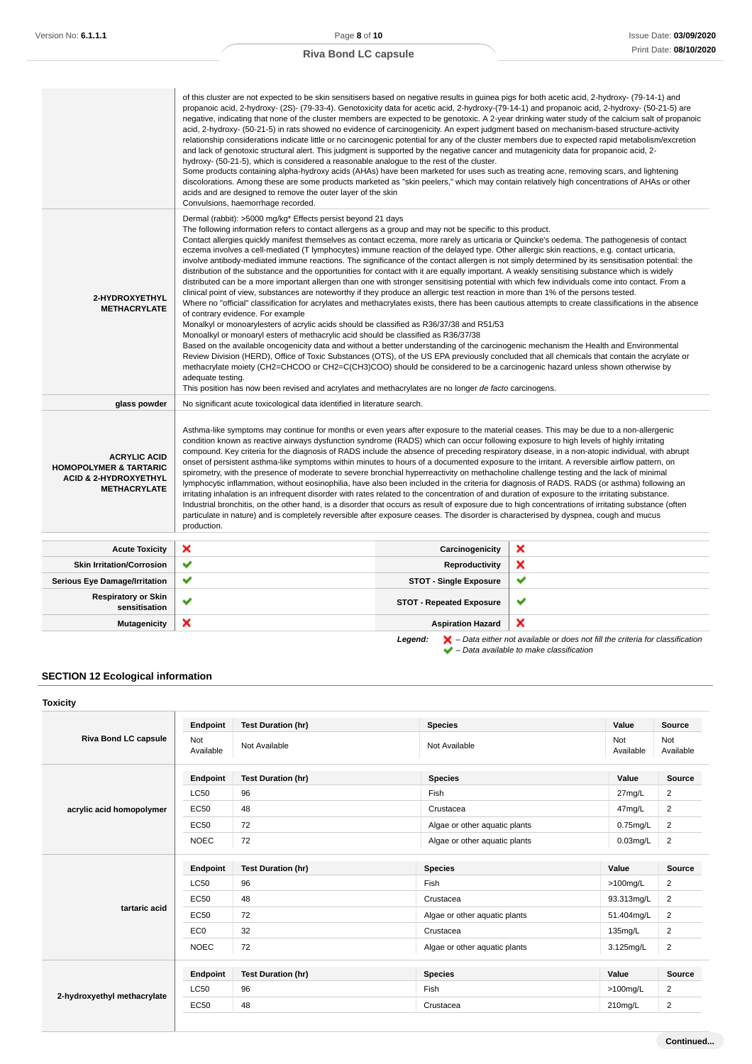| | |
|---|---|
| | of this cluster are not expected to be skin sensitisers based on negative results in guinea pigs for both acetic acid, 2-hydroxy- (79-14-1) and propanoic acid, 2-hydroxy- (2S)- (79-33-4). Genotoxicity data for acetic acid, 2-hydroxy-(79-14-1) and propanoic acid, 2-hydroxy- (50-21-5) are negative, indicating that none of the cluster members are expected to be genotoxic. A 2-year drinking water study of the calcium salt of propanoic acid, 2-hydroxy- (50-21-5) in rats showed no evidence of carcinogenicity. An expert judgment based on mechanism-based structure-activity relationship considerations indicate little or no carcinogenic potential for any of the cluster members due to expected rapid metabolism/excretion and lack of genotoxic structural alert. This judgment is supported by the negative cancer and mutagenicity data for propanoic acid, 2-hydroxy- (50-21-5), which is considered a reasonable analogue to the rest of the cluster.<br>Some products containing alpha-hydroxy acids (AHAs) have been marketed for uses such as treating acne, removing scars, and lightening discolorations. Among these are some products marketed as "skin peelers," which may contain relatively high concentrations of AHAs or other acids and are designed to remove the outer layer of the skin<br>Convulsions, haemorrhage recorded. |
| **2-HYDROXYETHYL METHACRYLATE** | Dermal (rabbit): >5000 mg/kg* Effects persist beyond 21 days<br>The following information refers to contact allergens as a group and may not be specific to this product.<br>Contact allergies quickly manifest themselves as contact eczema, more rarely as urticaria or Quincke's oedema. The pathogenesis of contact eczema involves a cell-mediated (T lymphocytes) immune reaction of the delayed type. Other allergic skin reactions, e.g. contact urticaria, involve antibody-mediated immune reactions. The significance of the contact allergen is not simply determined by its sensitisation potential: the distribution of the substance and the opportunities for contact with it are equally important. A weakly sensitising substance which is widely distributed can be a more important allergen than one with stronger sensitising potential with which few individuals come into contact. From a clinical point of view, substances are noteworthy if they produce an allergic test reaction in more than 1% of the persons tested.<br>Where no "official" classification for acrylates and methacrylates exists, there has been cautious attempts to create classifications in the absence of contrary evidence. For example<br>Monalkyl or monoarylesters of acrylic acids should be classified as R36/37/38 and R51/53<br>Monoalkyl or monoaryl esters of methacrylic acid should be classified as R36/37/38<br>Based on the available oncogenicity data and without a better understanding of the carcinogenic mechanism the Health and Environmental Review Division (HERD), Office of Toxic Substances (OTS), of the US EPA previously concluded that all chemicals that contain the acrylate or methacrylate moiety (CH2=CHCOO or CH2=C(CH3)COO) should be considered to be a carcinogenic hazard unless shown otherwise by adequate testing.<br>This position has now been revised and acrylates and methacrylates are no longer *de facto* carcinogens. |
| **glass powder** | No significant acute toxicological data identified in literature search. |
| **ACRYLIC ACID HOMOPOLYMER & TARTARIC ACID & 2-HYDROXYETHYL METHACRYLATE** | Asthma-like symptoms may continue for months or even years after exposure to the material ceases. This may be due to a non-allergenic condition known as reactive airways dysfunction syndrome (RADS) which can occur following exposure to high levels of highly irritating compound. Key criteria for the diagnosis of RADS include the absence of preceding respiratory disease, in a non-atopic individual, with abrupt onset of persistent asthma-like symptoms within minutes to hours of a documented exposure to the irritant. A reversible airflow pattern, on spirometry, with the presence of moderate to severe bronchial hyperreactivity on methacholine challenge testing and the lack of minimal lymphocytic inflammation, without eosinophilia, have also been included in the criteria for diagnosis of RADS. RADS (or asthma) following an irritating inhalation is an infrequent disorder with rates related to the concentration of and duration of exposure to the irritating substance. Industrial bronchitis, on the other hand, is a disorder that occurs as result of exposure due to high concentrations of irritating substance (often particulate in nature) and is completely reversible after exposure ceases. The disorder is characterised by dyspnea, cough and mucus production. |

| | | | |
|---|---|---|---|
| **Acute Toxicity** | ❌ | **Carcinogenicity** | ❌ |
| **Skin Irritation/Corrosion** | ✔ | **Reproductivity** | ❌ |
| **Serious Eye Damage/Irritation** | ✔ | **STOT - Single Exposure** | ✔ |
| **Respiratory or Skin sensitisation** | ✔ | **STOT - Repeated Exposure** | ✔ |
| **Mutagenicity** | ❌ | **Aspiration Hazard** | ❌ |

***Legend:*** ❌ *– Data either not available or does not fill the criteria for classification*
✔ *– Data available to make classification*

## SECTION 12 Ecological information

### Toxicity

| | Endpoint | Test Duration (hr) | Species | Value | Source |
|---|---|---|---|---|---|
| **Riva Bond LC capsule** | Not Available | Not Available | Not Available | Not Available | Not Available |
| **acrylic acid homopolymer** | LC50 | 96 | Fish | 27mg/L | 2 |
| | EC50 | 48 | Crustacea | 47mg/L | 2 |
| | EC50 | 72 | Algae or other aquatic plants | 0.75mg/L | 2 |
| | NOEC | 72 | Algae or other aquatic plants | 0.03mg/L | 2 |
| **tartaric acid** | LC50 | 96 | Fish | >100mg/L | 2 |
| | EC50 | 48 | Crustacea | 93.313mg/L | 2 |
| | EC50 | 72 | Algae or other aquatic plants | 51.404mg/L | 2 |
| | EC0 | 32 | Crustacea | 135mg/L | 2 |
| | NOEC | 72 | Algae or other aquatic plants | 3.125mg/L | 2 |
| **2-hydroxyethyl methacrylate** | LC50 | 96 | Fish | >100mg/L | 2 |
| | EC50 | 48 | Crustacea | 210mg/L | 2 |

**Continued...**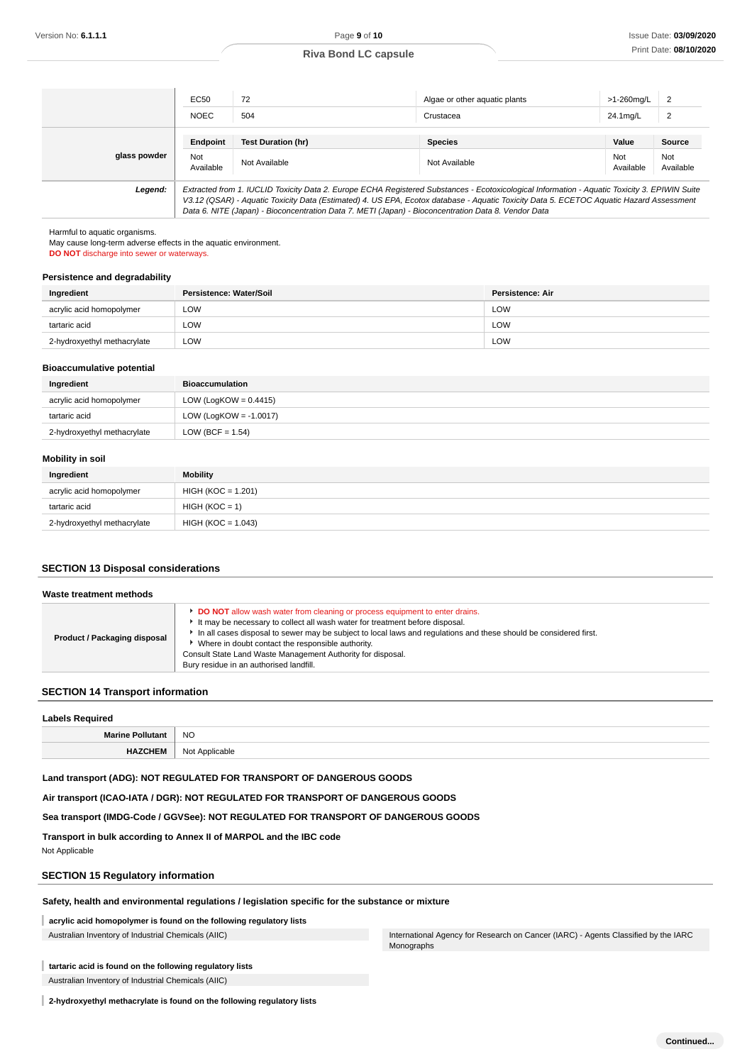| | Endpoint | Test Duration (hr) | Species | Value | Source |
|---|---|---|---|---|---|
| | EC50 | 72 | Algae or other aquatic plants | >1-260mg/L | 2 |
| | NOEC | 504 | Crustacea | 24.1mg/L | 2 |
| **glass powder** | **Endpoint** | **Test Duration (hr)** | **Species** | **Value** | **Source** |
| | Not Available | Not Available | Not Available | Not Available | Not Available |
| ***Legend:*** | *Extracted from 1. IUCLID Toxicity Data 2. Europe ECHA Registered Substances - Ecotoxicological Information - Aquatic Toxicity 3. EPIWIN Suite V3.12 (QSAR) - Aquatic Toxicity Data (Estimated) 4. US EPA, Ecotox database - Aquatic Toxicity Data 5. ECETOC Aquatic Hazard Assessment Data 6. NITE (Japan) - Bioconcentration Data 7. METI (Japan) - Bioconcentration Data 8. Vendor Data* | | | | |

Harmful to aquatic organisms.
May cause long-term adverse effects in the aquatic environment.
**DO NOT** discharge into sewer or waterways.

### Persistence and degradability

| Ingredient | Persistence: Water/Soil | Persistence: Air |
|---|---|---|
| acrylic acid homopolymer | LOW | LOW |
| tartaric acid | LOW | LOW |
| 2-hydroxyethyl methacrylate | LOW | LOW |

### Bioaccumulative potential

| Ingredient | Bioaccumulation |
|---|---|
| acrylic acid homopolymer | LOW (LogKOW = 0.4415) |
| tartaric acid | LOW (LogKOW = -1.0017) |
| 2-hydroxyethyl methacrylate | LOW (BCF = 1.54) |

### Mobility in soil

| Ingredient | Mobility |
|---|---|
| acrylic acid homopolymer | HIGH (KOC = 1.201) |
| tartaric acid | HIGH (KOC = 1) |
| 2-hydroxyethyl methacrylate | HIGH (KOC = 1.043) |

## SECTION 13 Disposal considerations

### Waste treatment methods

| | |
|---|---|
| **Product / Packaging disposal** | ‣ **DO NOT** allow wash water from cleaning or process equipment to enter drains.<br>‣ It may be necessary to collect all wash water for treatment before disposal.<br>‣ In all cases disposal to sewer may be subject to local laws and regulations and these should be considered first.<br>‣ Where in doubt contact the responsible authority.<br>Consult State Land Waste Management Authority for disposal.<br>Bury residue in an authorised landfill. |

## SECTION 14 Transport information

### Labels Required

| | |
|---|---|
| **Marine Pollutant** | NO |
| **HAZCHEM** | Not Applicable |

**Land transport (ADG): NOT REGULATED FOR TRANSPORT OF DANGEROUS GOODS**

**Air transport (ICAO-IATA / DGR): NOT REGULATED FOR TRANSPORT OF DANGEROUS GOODS**

**Sea transport (IMDG-Code / GGVSee): NOT REGULATED FOR TRANSPORT OF DANGEROUS GOODS**

**Transport in bulk according to Annex II of MARPOL and the IBC code**

Not Applicable

## SECTION 15 Regulatory information

### Safety, health and environmental regulations / legislation specific for the substance or mixture

**acrylic acid homopolymer is found on the following regulatory lists**

Australian Inventory of Industrial Chemicals (AIIC)

International Agency for Research on Cancer (IARC) - Agents Classified by the IARC Monographs

**tartaric acid is found on the following regulatory lists**

Australian Inventory of Industrial Chemicals (AIIC)

**2-hydroxyethyl methacrylate is found on the following regulatory lists**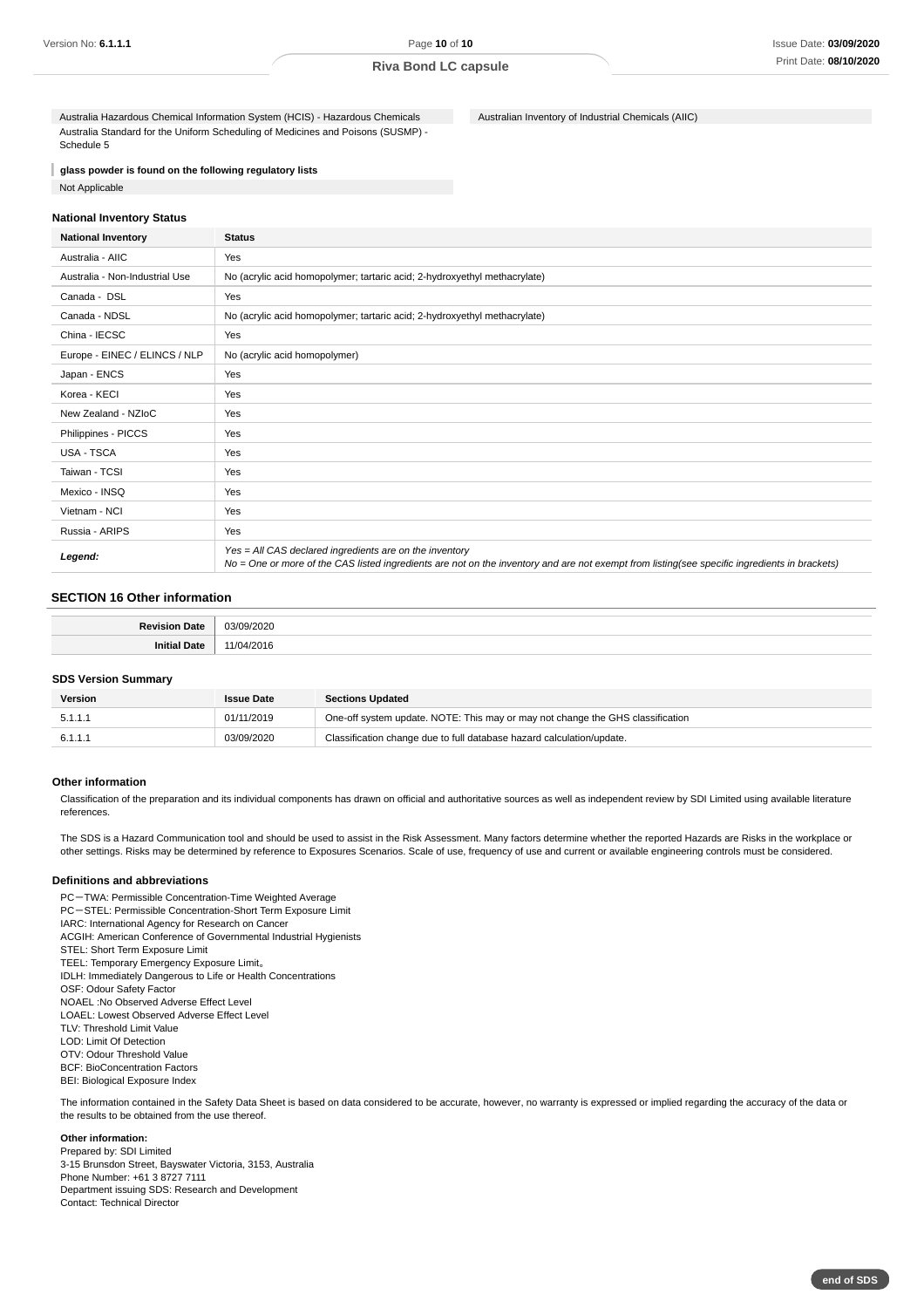| | |
|---|---|
| Australia Hazardous Chemical Information System (HCIS) - Hazardous Chemicals | Australian Inventory of Industrial Chemicals (AIIC) |
| Australia Standard for the Uniform Scheduling of Medicines and Poisons (SUSMP) - Schedule 5 | |

**glass powder is found on the following regulatory lists**

Not Applicable

### National Inventory Status

| National Inventory | Status |
|---|---|
| Australia - AIIC | Yes |
| Australia - Non-Industrial Use | No (acrylic acid homopolymer; tartaric acid; 2-hydroxyethyl methacrylate) |
| Canada - DSL | Yes |
| Canada - NDSL | No (acrylic acid homopolymer; tartaric acid; 2-hydroxyethyl methacrylate) |
| China - IECSC | Yes |
| Europe - EINEC / ELINCS / NLP | No (acrylic acid homopolymer) |
| Japan - ENCS | Yes |
| Korea - KECI | Yes |
| New Zealand - NZIoC | Yes |
| Philippines - PICCS | Yes |
| USA - TSCA | Yes |
| Taiwan - TCSI | Yes |
| Mexico - INSQ | Yes |
| Vietnam - NCI | Yes |
| Russia - ARIPS | Yes |
| **Legend:** | *Yes = All CAS declared ingredients are on the inventory*<br>*No = One or more of the CAS listed ingredients are not on the inventory and are not exempt from listing(see specific ingredients in brackets)* |

## SECTION 16 Other information

| | |
|---|---|
| **Revision Date** | 03/09/2020 |
| **Initial Date** | 11/04/2016 |

### SDS Version Summary

| Version | Issue Date | Sections Updated |
|---|---|---|
| 5.1.1.1 | 01/11/2019 | One-off system update. NOTE: This may or may not change the GHS classification |
| 6.1.1.1 | 03/09/2020 | Classification change due to full database hazard calculation/update. |

### Other information

Classification of the preparation and its individual components has drawn on official and authoritative sources as well as independent review by SDI Limited using available literature references.

The SDS is a Hazard Communication tool and should be used to assist in the Risk Assessment. Many factors determine whether the reported Hazards are Risks in the workplace or other settings. Risks may be determined by reference to Exposures Scenarios. Scale of use, frequency of use and current or available engineering controls must be considered.

### Definitions and abbreviations

PC－TWA: Permissible Concentration-Time Weighted Average
PC－STEL: Permissible Concentration-Short Term Exposure Limit
IARC: International Agency for Research on Cancer
ACGIH: American Conference of Governmental Industrial Hygienists
STEL: Short Term Exposure Limit
TEEL: Temporary Emergency Exposure Limit。
IDLH: Immediately Dangerous to Life or Health Concentrations
OSF: Odour Safety Factor
NOAEL :No Observed Adverse Effect Level
LOAEL: Lowest Observed Adverse Effect Level
TLV: Threshold Limit Value
LOD: Limit Of Detection
OTV: Odour Threshold Value
BCF: BioConcentration Factors
BEI: Biological Exposure Index

The information contained in the Safety Data Sheet is based on data considered to be accurate, however, no warranty is expressed or implied regarding the accuracy of the data or the results to be obtained from the use thereof.

**Other information:**

Prepared by: SDI Limited
3-15 Brunsdon Street, Bayswater Victoria, 3153, Australia
Phone Number: +61 3 8727 7111
Department issuing SDS: Research and Development
Contact: Technical Director

**end of SDS**